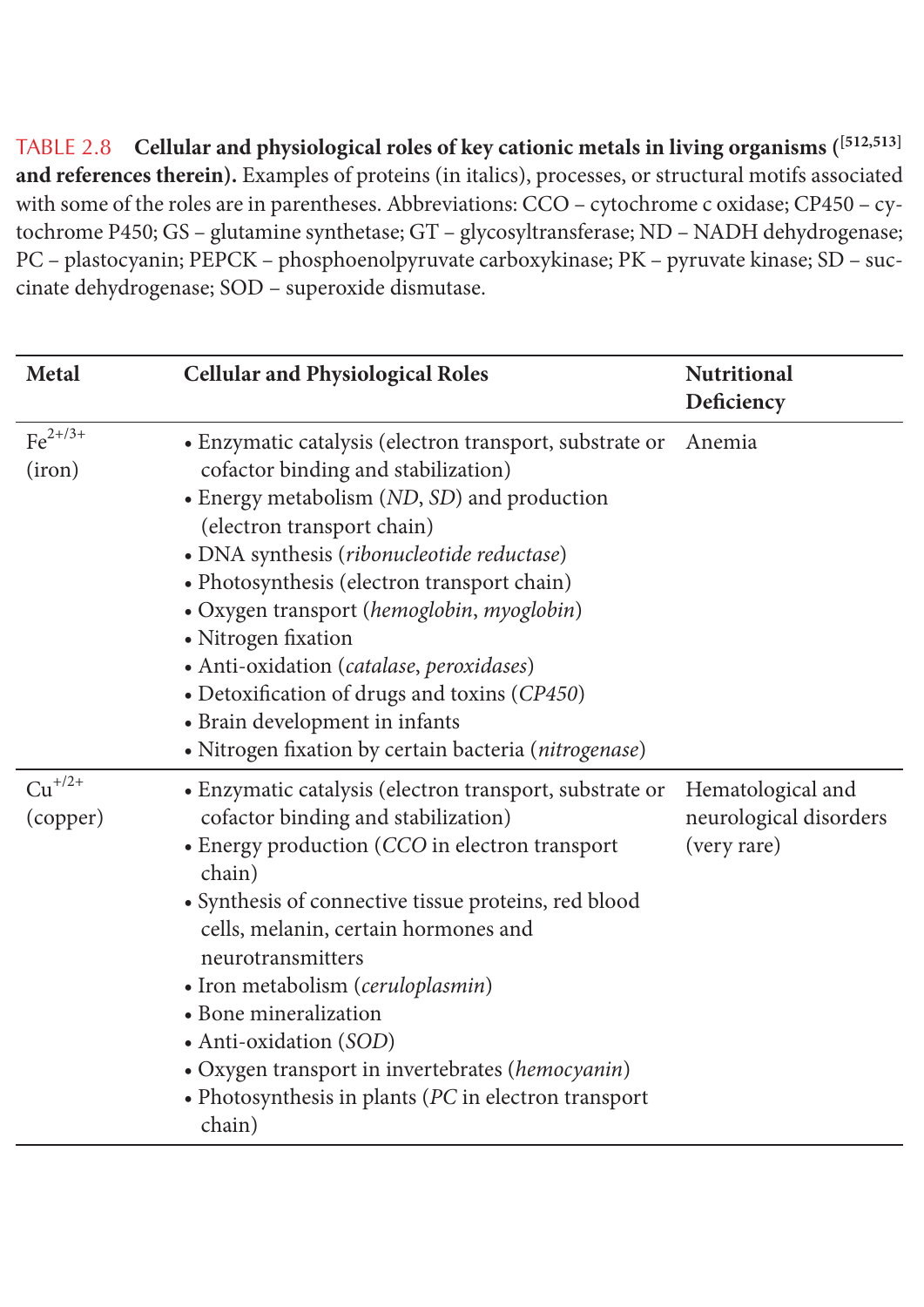TABLE 2.8 **Cellular and physiological roles of key cationic metals in living organisms ([512,513] and references therein).** Examples of proteins (in italics), processes, or structural motifs associated with some of the roles are in parentheses. Abbreviations: CCO – cytochrome c oxidase; CP450 – cytochrome P450; GS – glutamine synthetase; GT – glycosyltransferase; ND – NADH dehydrogenase; PC – plastocyanin; PEPCK – phosphoenolpyruvate carboxykinase; PK – pyruvate kinase; SD – succinate dehydrogenase; SOD – superoxide dismutase.

| Metal | Cellular and Physiological Roles | Nutritional Deficiency |
|---|---|---|
| $Fe^{2+/3+}$ (iron) | • Enzymatic catalysis (electron transport, substrate or cofactor binding and stabilization)<br>• Energy metabolism (*ND*, *SD*) and production (electron transport chain)<br>• DNA synthesis (*ribonucleotide reductase*)<br>• Photosynthesis (electron transport chain)<br>• Oxygen transport (*hemoglobin*, *myoglobin*)<br>• Nitrogen fixation<br>• Anti-oxidation (*catalase*, *peroxidases*)<br>• Detoxification of drugs and toxins (*CP450*)<br>• Brain development in infants<br>• Nitrogen fixation by certain bacteria (*nitrogenase*) | Anemia |
| $Cu^{+/2+}$ (copper) | • Enzymatic catalysis (electron transport, substrate or cofactor binding and stabilization)<br>• Energy production (*CCO* in electron transport chain)<br>• Synthesis of connective tissue proteins, red blood cells, melanin, certain hormones and neurotransmitters<br>• Iron metabolism (*ceruloplasmin*)<br>• Bone mineralization<br>• Anti-oxidation (*SOD*)<br>• Oxygen transport in invertebrates (*hemocyanin*)<br>• Photosynthesis in plants (*PC* in electron transport chain) | Hematological and neurological disorders (very rare) |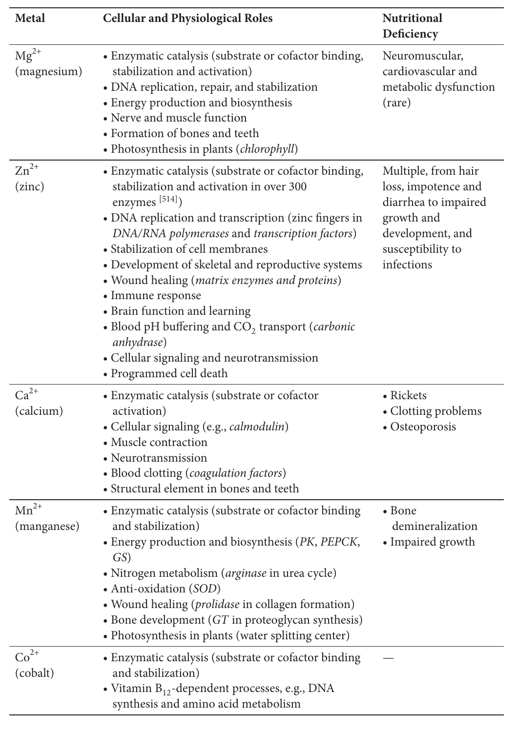| Metal | Cellular and Physiological Roles | Nutritional Deficiency |
|---|---|---|
| $Mg^{2+}$ (magnesium) | • Enzymatic catalysis (substrate or cofactor binding, stabilization and activation)<br>• DNA replication, repair, and stabilization<br>• Energy production and biosynthesis<br>• Nerve and muscle function<br>• Formation of bones and teeth<br>• Photosynthesis in plants (*chlorophyll*) | Neuromuscular, cardiovascular and metabolic dysfunction (rare) |
| $Zn^{2+}$ (zinc) | • Enzymatic catalysis (substrate or cofactor binding, stabilization and activation in over 300 enzymes [514])<br>• DNA replication and transcription (zinc fingers in *DNA/RNA polymerases* and *transcription factors*)<br>• Stabilization of cell membranes<br>• Development of skeletal and reproductive systems<br>• Wound healing (*matrix enzymes and proteins*)<br>• Immune response<br>• Brain function and learning<br>• Blood pH buffering and $CO_2$ transport (*carbonic anhydrase*)<br>• Cellular signaling and neurotransmission<br>• Programmed cell death | Multiple, from hair loss, impotence and diarrhea to impaired growth and development, and susceptibility to infections |
| $Ca^{2+}$ (calcium) | • Enzymatic catalysis (substrate or cofactor activation)<br>• Cellular signaling (e.g., *calmodulin*)<br>• Muscle contraction<br>• Neurotransmission<br>• Blood clotting (*coagulation factors*)<br>• Structural element in bones and teeth | • Rickets<br>• Clotting problems<br>• Osteoporosis |
| $Mn^{2+}$ (manganese) | • Enzymatic catalysis (substrate or cofactor binding and stabilization)<br>• Energy production and biosynthesis (*PK*, *PEPCK*, *GS*)<br>• Nitrogen metabolism (*arginase* in urea cycle)<br>• Anti-oxidation (*SOD*)<br>• Wound healing (*prolidase* in collagen formation)<br>• Bone development (*GT* in proteoglycan synthesis)<br>• Photosynthesis in plants (water splitting center) | • Bone demineralization<br>• Impaired growth |
| $Co^{2+}$ (cobalt) | • Enzymatic catalysis (substrate or cofactor binding and stabilization)<br>• Vitamin $B_{12}$-dependent processes, e.g., DNA synthesis and amino acid metabolism | — |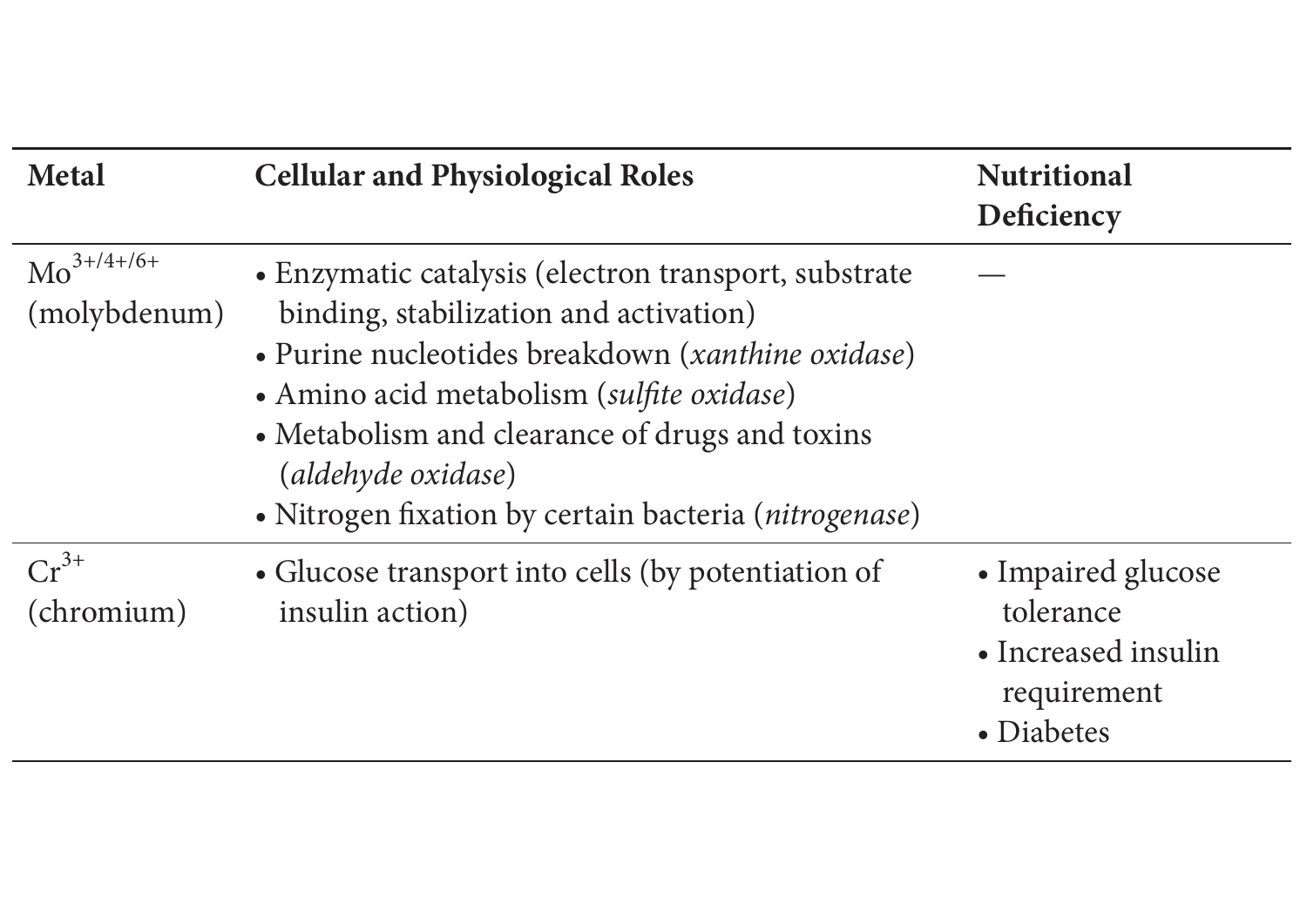| Metal | Cellular and Physiological Roles | Nutritional Deficiency |
| --- | --- | --- |
| $Mo^{3+/4+/6+}$ (molybdenum) | • Enzymatic catalysis (electron transport, substrate binding, stabilization and activation)<br>• Purine nucleotides breakdown (*xanthine oxidase*)<br>• Amino acid metabolism (*sulfite oxidase*)<br>• Metabolism and clearance of drugs and toxins (*aldehyde oxidase*)<br>• Nitrogen fixation by certain bacteria (*nitrogenase*) | — |
| $Cr^{3+}$ (chromium) | • Glucose transport into cells (by potentiation of insulin action) | • Impaired glucose tolerance<br>• Increased insulin requirement<br>• Diabetes |